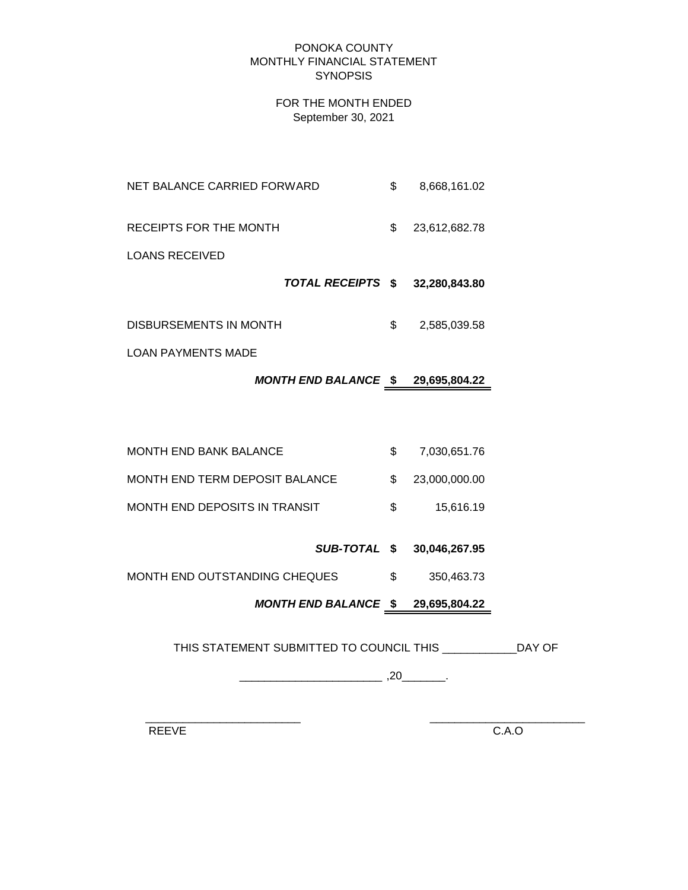# PONOKA COUNTY
## MONTHLY FINANCIAL STATEMENT
## SYNOPSIS

FOR THE MONTH ENDED
September 30, 2021

| | | |
|---|---|---|
| NET BALANCE CARRIED FORWARD | $ | 8,668,161.02 |
| RECEIPTS FOR THE MONTH | $ | 23,612,682.78 |
| LOANS RECEIVED | | |
| ***TOTAL RECEIPTS*** | **$** | **32,280,843.80** |
| DISBURSEMENTS IN MONTH | $ | 2,585,039.58 |
| LOAN PAYMENTS MADE | | |
| ***MONTH END BALANCE*** | **$** | **29,695,804.22** |

| | | |
|---|---|---|
| MONTH END BANK BALANCE | $ | 7,030,651.76 |
| MONTH END TERM DEPOSIT BALANCE | $ | 23,000,000.00 |
| MONTH END DEPOSITS IN TRANSIT | $ | 15,616.19 |
| ***SUB-TOTAL*** | **$** | **30,046,267.95** |
| MONTH END OUTSTANDING CHEQUES | $ | 350,463.73 |
| ***MONTH END BALANCE*** | **$** | **29,695,804.22** |

THIS STATEMENT SUBMITTED TO COUNCIL THIS ____________DAY OF

_______________________ ,20_______.

_________________________ &nbsp;&nbsp;&nbsp;&nbsp;&nbsp;&nbsp;&nbsp;&nbsp; _________________________

REEVE &nbsp;&nbsp;&nbsp;&nbsp;&nbsp;&nbsp;&nbsp;&nbsp; C.A.O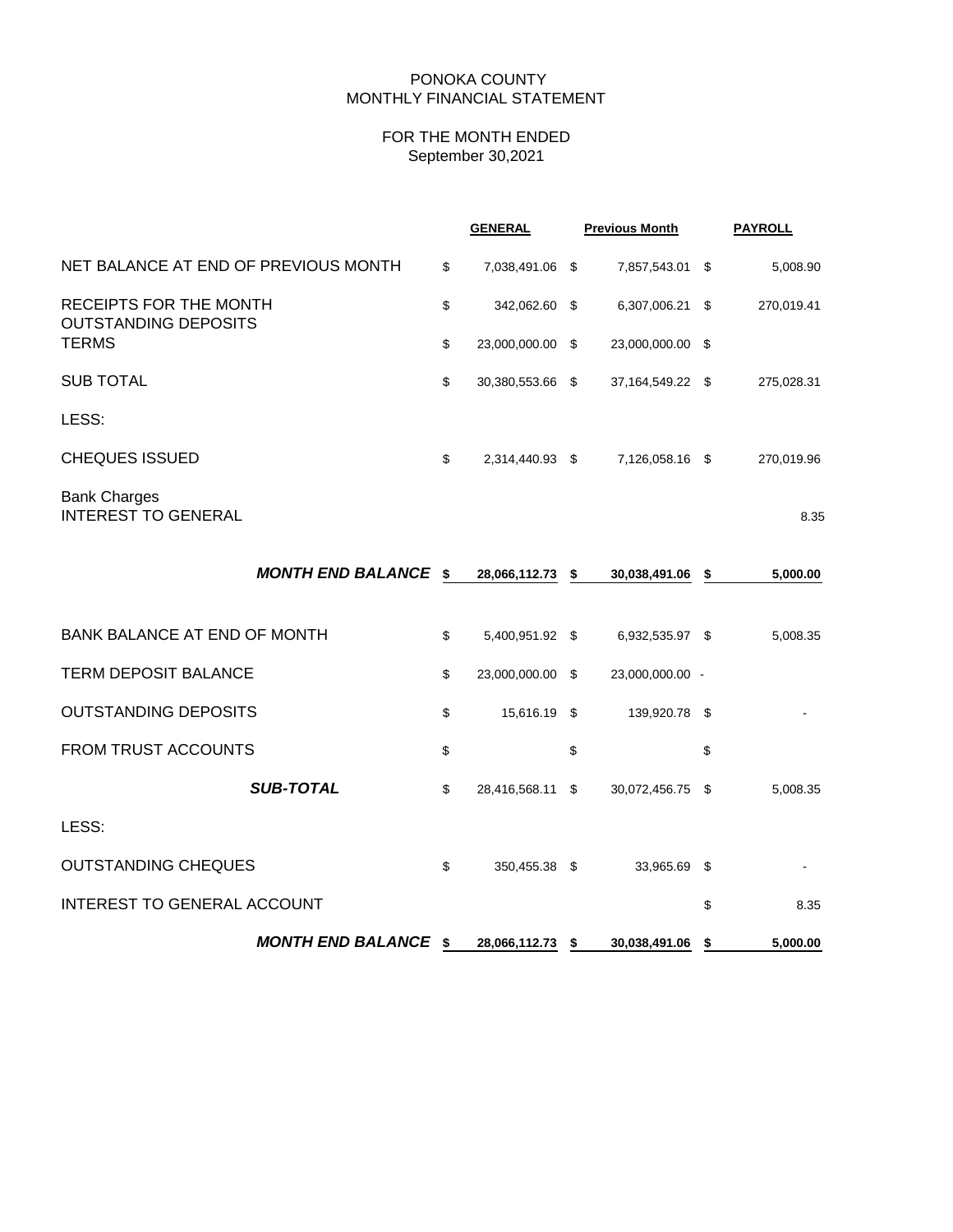PONOKA COUNTY
MONTHLY FINANCIAL STATEMENT

FOR THE MONTH ENDED
September 30,2021

| | GENERAL | Previous Month | PAYROLL |
|---|---|---|---|
| NET BALANCE AT END OF PREVIOUS MONTH | $ 7,038,491.06 | $ 7,857,543.01 | $ 5,008.90 |
| RECEIPTS FOR THE MONTH | $ 342,062.60 | $ 6,307,006.21 | $ 270,019.41 |
| OUTSTANDING DEPOSITS TERMS | $ 23,000,000.00 | $ 23,000,000.00 | $ |
| SUB TOTAL | $ 30,380,553.66 | $ 37,164,549.22 | $ 275,028.31 |
| LESS: | | | |
| CHEQUES ISSUED | $ 2,314,440.93 | $ 7,126,058.16 | $ 270,019.96 |
| Bank Charges | | | |
| INTEREST TO GENERAL | | | 8.35 |
| ***MONTH END BALANCE*** | **$ 28,066,112.73** | **$ 30,038,491.06** | **$ 5,000.00** |
| BANK BALANCE AT END OF MONTH | $ 5,400,951.92 | $ 6,932,535.97 | $ 5,008.35 |
| TERM DEPOSIT BALANCE | $ 23,000,000.00 | $ 23,000,000.00 | - |
| OUTSTANDING DEPOSITS | $ 15,616.19 | $ 139,920.78 | $ - |
| FROM TRUST ACCOUNTS | $ | $ | $ |
| ***SUB-TOTAL*** | $ 28,416,568.11 | $ 30,072,456.75 | $ 5,008.35 |
| LESS: | | | |
| OUTSTANDING CHEQUES | $ 350,455.38 | $ 33,965.69 | $ - |
| INTEREST TO GENERAL ACCOUNT | | | $ 8.35 |
| ***MONTH END BALANCE*** | **$ 28,066,112.73** | **$ 30,038,491.06** | **$ 5,000.00** |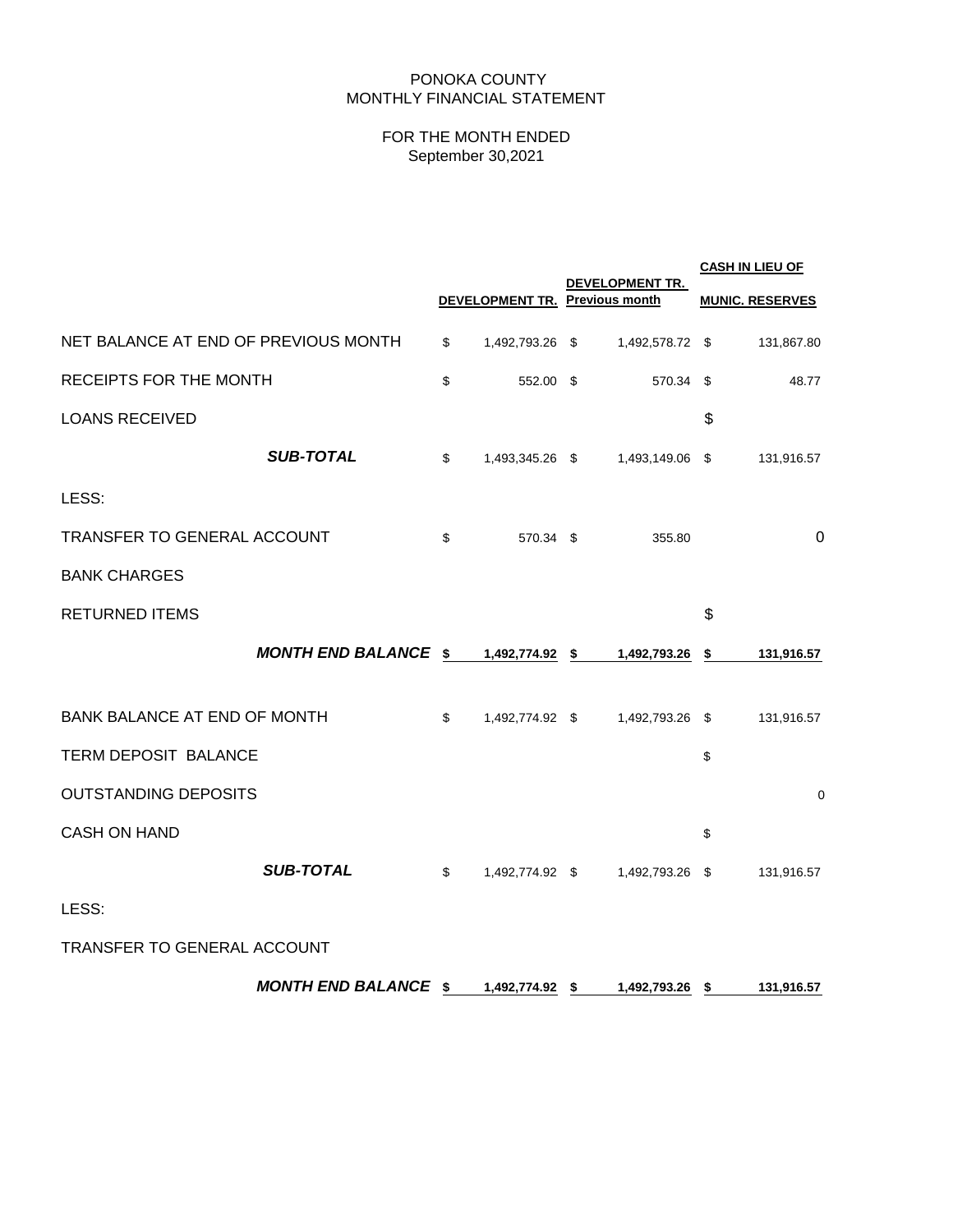PONOKA COUNTY
MONTHLY FINANCIAL STATEMENT

FOR THE MONTH ENDED
September 30,2021

| | DEVELOPMENT TR. | DEVELOPMENT TR. Previous month | CASH IN LIEU OF MUNIC. RESERVES |
|---|---|---|---|
| NET BALANCE AT END OF PREVIOUS MONTH | $ 1,492,793.26 | $ 1,492,578.72 | $ 131,867.80 |
| RECEIPTS FOR THE MONTH | $ 552.00 | $ 570.34 | $ 48.77 |
| LOANS RECEIVED | | | $ |
| ***SUB-TOTAL*** | $ 1,493,345.26 | $ 1,493,149.06 | $ 131,916.57 |
| LESS: | | | |
| TRANSFER TO GENERAL ACCOUNT | $ 570.34 | $ 355.80 | 0 |
| BANK CHARGES | | | |
| RETURNED ITEMS | | | $ |
| ***MONTH END BALANCE*** | **$ 1,492,774.92** | **$ 1,492,793.26** | **$ 131,916.57** |
| BANK BALANCE AT END OF MONTH | $ 1,492,774.92 | $ 1,492,793.26 | $ 131,916.57 |
| TERM DEPOSIT BALANCE | | | $ |
| OUTSTANDING DEPOSITS | | | 0 |
| CASH ON HAND | | | $ |
| ***SUB-TOTAL*** | $ 1,492,774.92 | $ 1,492,793.26 | $ 131,916.57 |
| LESS: | | | |
| TRANSFER TO GENERAL ACCOUNT | | | |
| ***MONTH END BALANCE*** | **$ 1,492,774.92** | **$ 1,492,793.26** | **$ 131,916.57** |